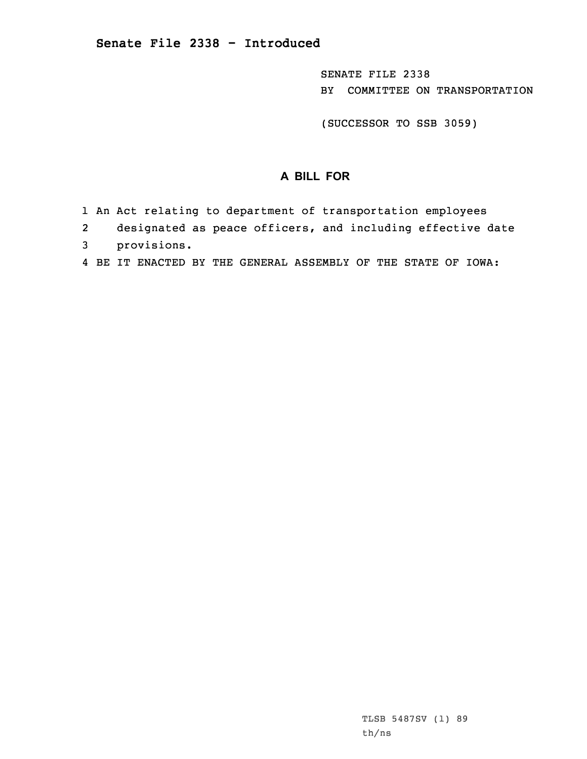**Senate File 2338 - Introduced**

SENATE FILE 2338
BY COMMITTEE ON TRANSPORTATION

(SUCCESSOR TO SSB 3059)

## A BILL FOR

1 An Act relating to department of transportation employees
2 designated as peace officers, and including effective date
3 provisions.
4 BE IT ENACTED BY THE GENERAL ASSEMBLY OF THE STATE OF IOWA:

TLSB 5487SV (1) 89
th/ns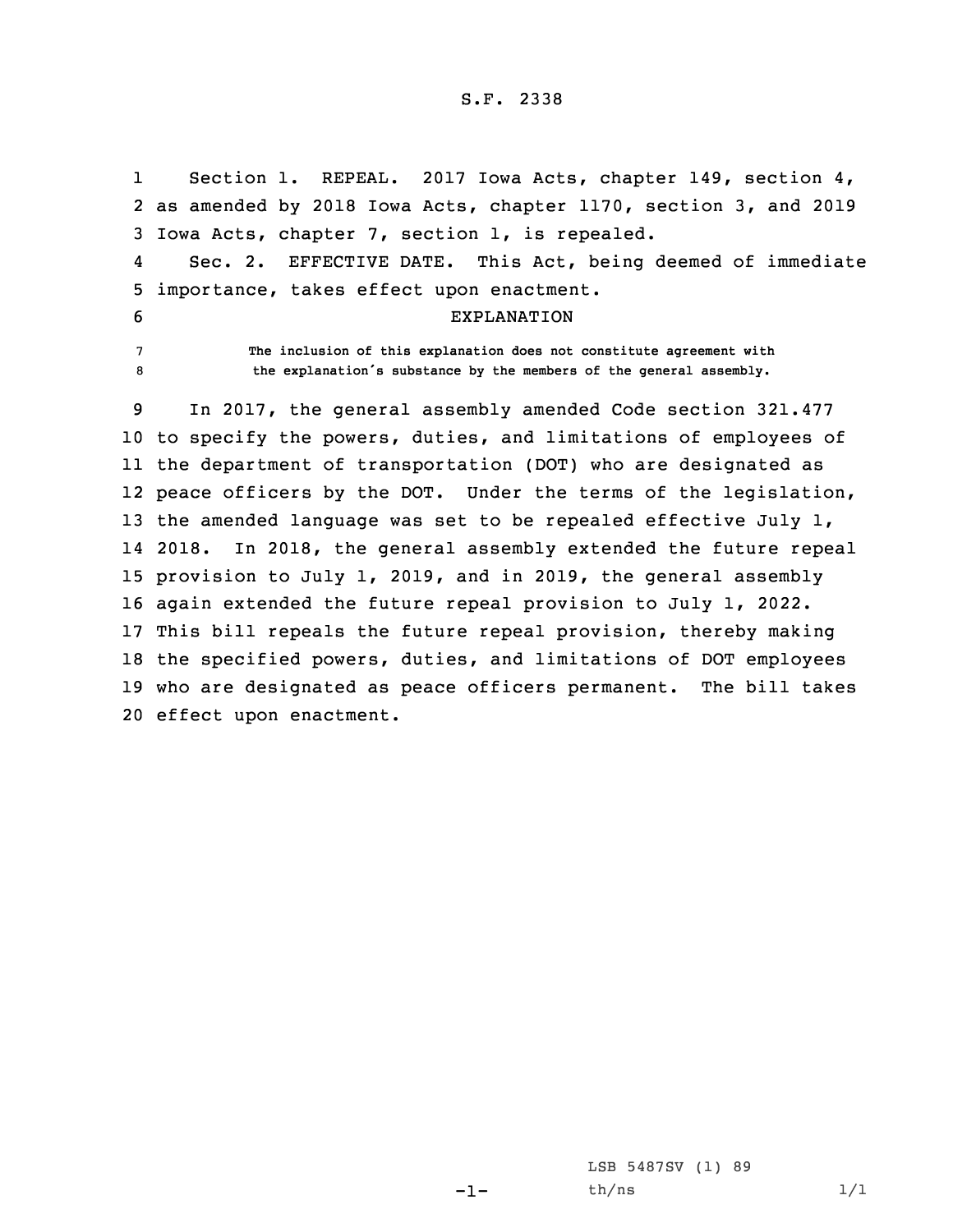S.F. 2338

Section 1. REPEAL. 2017 Iowa Acts, chapter 149, section 4, as amended by 2018 Iowa Acts, chapter 1170, section 3, and 2019 Iowa Acts, chapter 7, section 1, is repealed.

Sec. 2. EFFECTIVE DATE. This Act, being deemed of immediate importance, takes effect upon enactment.

EXPLANATION

The inclusion of this explanation does not constitute agreement with the explanation's substance by the members of the general assembly.

In 2017, the general assembly amended Code section 321.477 to specify the powers, duties, and limitations of employees of the department of transportation (DOT) who are designated as peace officers by the DOT. Under the terms of the legislation, the amended language was set to be repealed effective July 1, 2018. In 2018, the general assembly extended the future repeal provision to July 1, 2019, and in 2019, the general assembly again extended the future repeal provision to July 1, 2022. This bill repeals the future repeal provision, thereby making the specified powers, duties, and limitations of DOT employees who are designated as peace officers permanent. The bill takes effect upon enactment.

LSB 5487SV (1) 89
th/ns